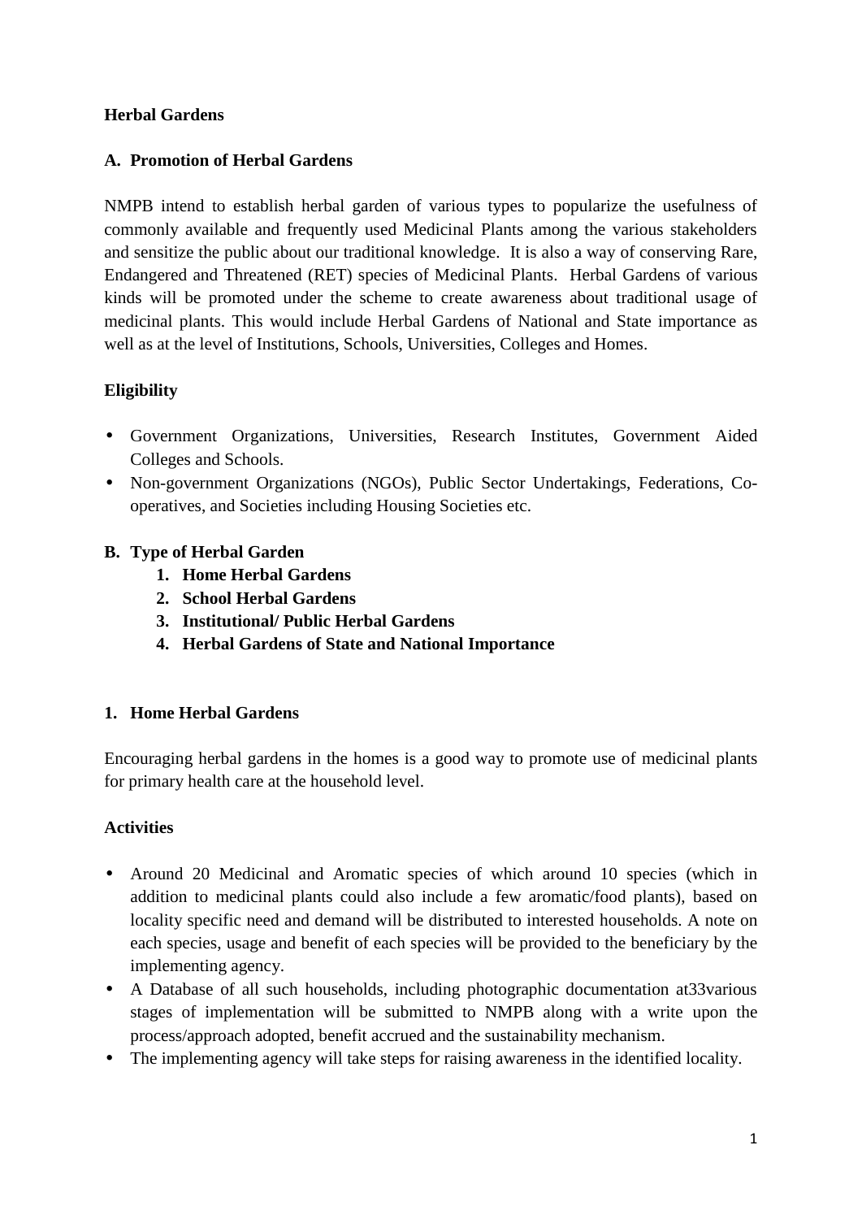# Herbal Gardens

## A. Promotion of Herbal Gardens

NMPB intend to establish herbal garden of various types to popularize the usefulness of commonly available and frequently used Medicinal Plants among the various stakeholders and sensitize the public about our traditional knowledge. It is also a way of conserving Rare, Endangered and Threatened (RET) species of Medicinal Plants. Herbal Gardens of various kinds will be promoted under the scheme to create awareness about traditional usage of medicinal plants. This would include Herbal Gardens of National and State importance as well as at the level of Institutions, Schools, Universities, Colleges and Homes.

### Eligibility

- Government Organizations, Universities, Research Institutes, Government Aided Colleges and Schools.
- Non-government Organizations (NGOs), Public Sector Undertakings, Federations, Co-operatives, and Societies including Housing Societies etc.

## B. Type of Herbal Garden

1. **Home Herbal Gardens**
2. **School Herbal Gardens**
3. **Institutional/ Public Herbal Gardens**
4. **Herbal Gardens of State and National Importance**

### 1. Home Herbal Gardens

Encouraging herbal gardens in the homes is a good way to promote use of medicinal plants for primary health care at the household level.

#### Activities

- Around 20 Medicinal and Aromatic species of which around 10 species (which in addition to medicinal plants could also include a few aromatic/food plants), based on locality specific need and demand will be distributed to interested households. A note on each species, usage and benefit of each species will be provided to the beneficiary by the implementing agency.
- A Database of all such households, including photographic documentation at33various stages of implementation will be submitted to NMPB along with a write upon the process/approach adopted, benefit accrued and the sustainability mechanism.
- The implementing agency will take steps for raising awareness in the identified locality.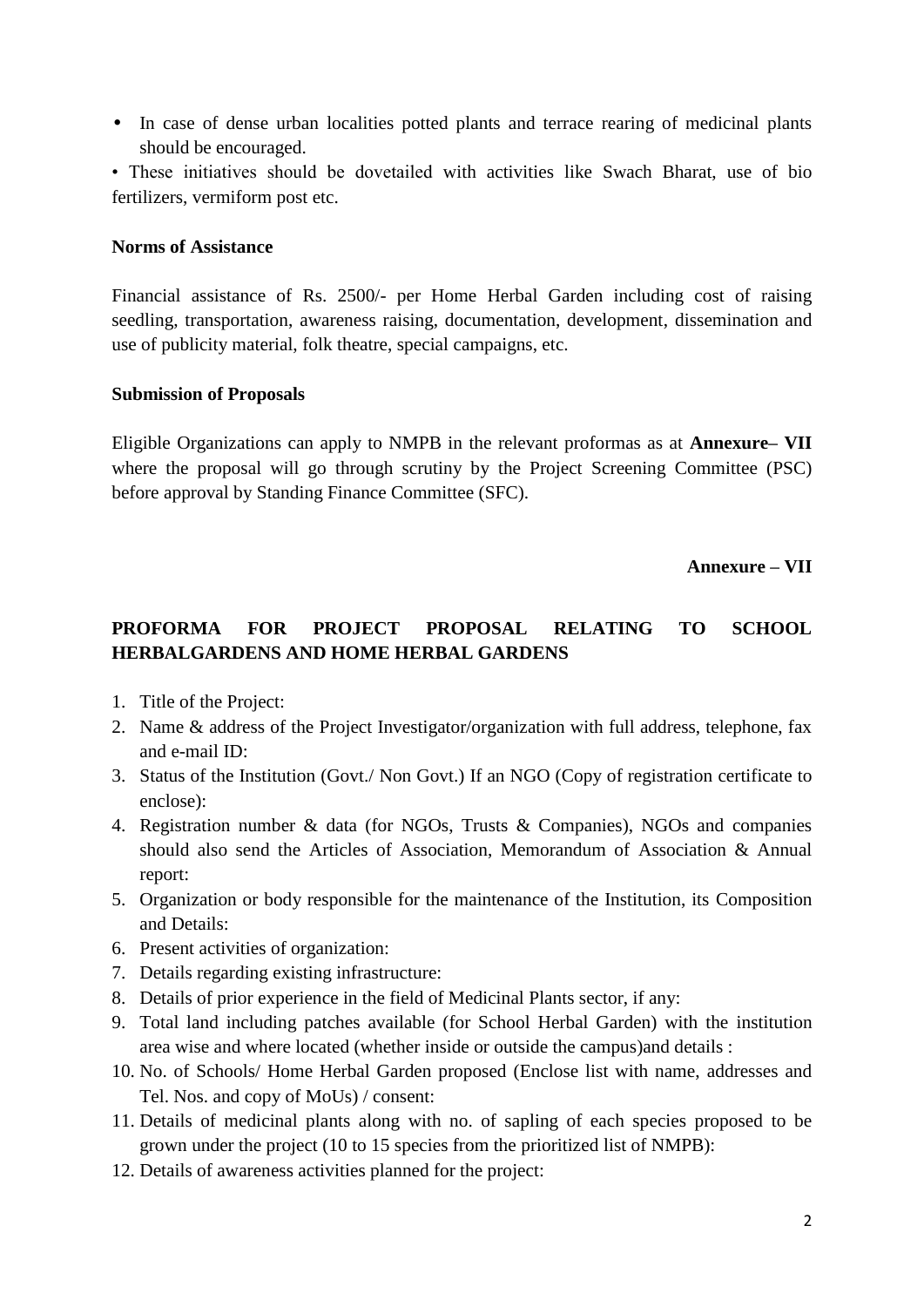- In case of dense urban localities potted plants and terrace rearing of medicinal plants should be encouraged.

• These initiatives should be dovetailed with activities like Swach Bharat, use of bio fertilizers, vermiform post etc.

**Norms of Assistance**

Financial assistance of Rs. 2500/- per Home Herbal Garden including cost of raising seedling, transportation, awareness raising, documentation, development, dissemination and use of publicity material, folk theatre, special campaigns, etc.

**Submission of Proposals**

Eligible Organizations can apply to NMPB in the relevant proformas as at **Annexure– VII** where the proposal will go through scrutiny by the Project Screening Committee (PSC) before approval by Standing Finance Committee (SFC).

**Annexure – VII**

**PROFORMA FOR PROJECT PROPOSAL RELATING TO SCHOOL HERBALGARDENS AND HOME HERBAL GARDENS**

1. Title of the Project:
2. Name & address of the Project Investigator/organization with full address, telephone, fax and e-mail ID:
3. Status of the Institution (Govt./ Non Govt.) If an NGO (Copy of registration certificate to enclose):
4. Registration number & data (for NGOs, Trusts & Companies), NGOs and companies should also send the Articles of Association, Memorandum of Association & Annual report:
5. Organization or body responsible for the maintenance of the Institution, its Composition and Details:
6. Present activities of organization:
7. Details regarding existing infrastructure:
8. Details of prior experience in the field of Medicinal Plants sector, if any:
9. Total land including patches available (for School Herbal Garden) with the institution area wise and where located (whether inside or outside the campus)and details :
10. No. of Schools/ Home Herbal Garden proposed (Enclose list with name, addresses and Tel. Nos. and copy of MoUs) / consent:
11. Details of medicinal plants along with no. of sapling of each species proposed to be grown under the project (10 to 15 species from the prioritized list of NMPB):
12. Details of awareness activities planned for the project: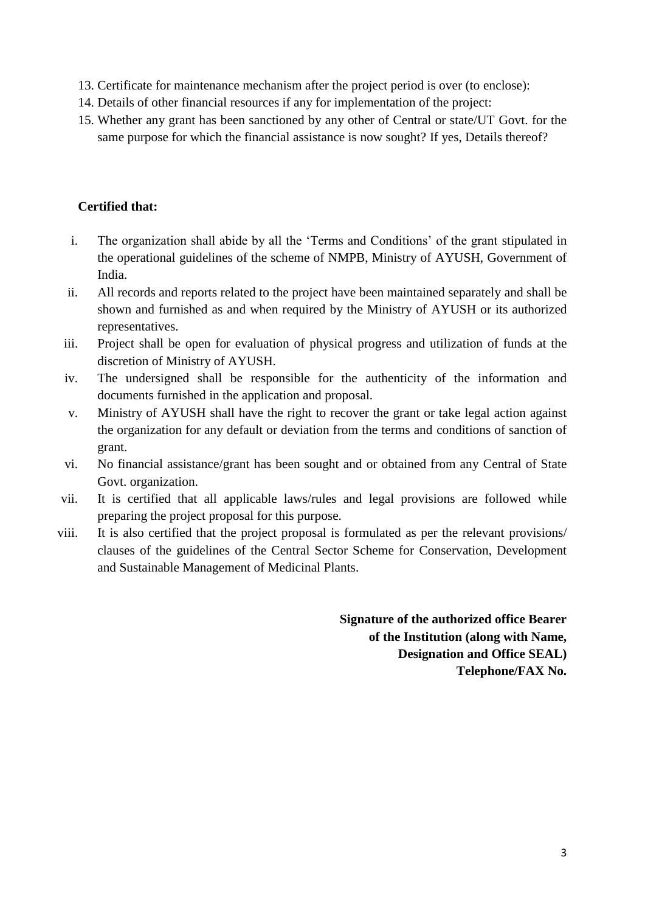13. Certificate for maintenance mechanism after the project period is over (to enclose):
14. Details of other financial resources if any for implementation of the project:
15. Whether any grant has been sanctioned by any other of Central or state/UT Govt. for the same purpose for which the financial assistance is now sought? If yes, Details thereof?

**Certified that:**

i. The organization shall abide by all the 'Terms and Conditions' of the grant stipulated in the operational guidelines of the scheme of NMPB, Ministry of AYUSH, Government of India.
ii. All records and reports related to the project have been maintained separately and shall be shown and furnished as and when required by the Ministry of AYUSH or its authorized representatives.
iii. Project shall be open for evaluation of physical progress and utilization of funds at the discretion of Ministry of AYUSH.
iv. The undersigned shall be responsible for the authenticity of the information and documents furnished in the application and proposal.
v. Ministry of AYUSH shall have the right to recover the grant or take legal action against the organization for any default or deviation from the terms and conditions of sanction of grant.
vi. No financial assistance/grant has been sought and or obtained from any Central of State Govt. organization.
vii. It is certified that all applicable laws/rules and legal provisions are followed while preparing the project proposal for this purpose.
viii. It is also certified that the project proposal is formulated as per the relevant provisions/ clauses of the guidelines of the Central Sector Scheme for Conservation, Development and Sustainable Management of Medicinal Plants.

**Signature of the authorized office Bearer of the Institution (along with Name, Designation and Office SEAL) Telephone/FAX No.**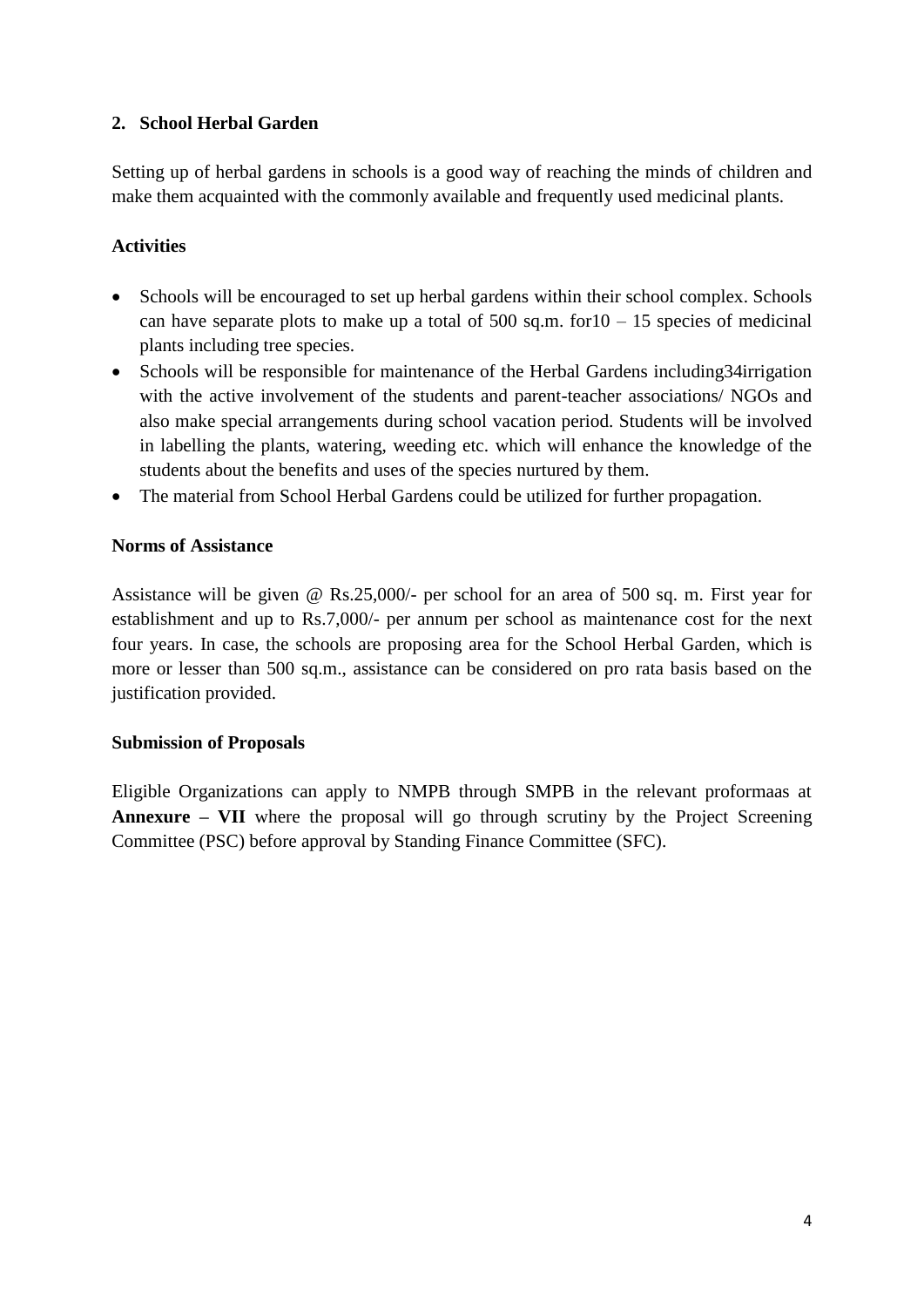## 2. School Herbal Garden

Setting up of herbal gardens in schools is a good way of reaching the minds of children and make them acquainted with the commonly available and frequently used medicinal plants.

### Activities

- Schools will be encouraged to set up herbal gardens within their school complex. Schools can have separate plots to make up a total of 500 sq.m. for10 – 15 species of medicinal plants including tree species.
- Schools will be responsible for maintenance of the Herbal Gardens including34irrigation with the active involvement of the students and parent-teacher associations/ NGOs and also make special arrangements during school vacation period. Students will be involved in labelling the plants, watering, weeding etc. which will enhance the knowledge of the students about the benefits and uses of the species nurtured by them.
- The material from School Herbal Gardens could be utilized for further propagation.

### Norms of Assistance

Assistance will be given @ Rs.25,000/- per school for an area of 500 sq. m. First year for establishment and up to Rs.7,000/- per annum per school as maintenance cost for the next four years. In case, the schools are proposing area for the School Herbal Garden, which is more or lesser than 500 sq.m., assistance can be considered on pro rata basis based on the justification provided.

### Submission of Proposals

Eligible Organizations can apply to NMPB through SMPB in the relevant proformaas at **Annexure – VII** where the proposal will go through scrutiny by the Project Screening Committee (PSC) before approval by Standing Finance Committee (SFC).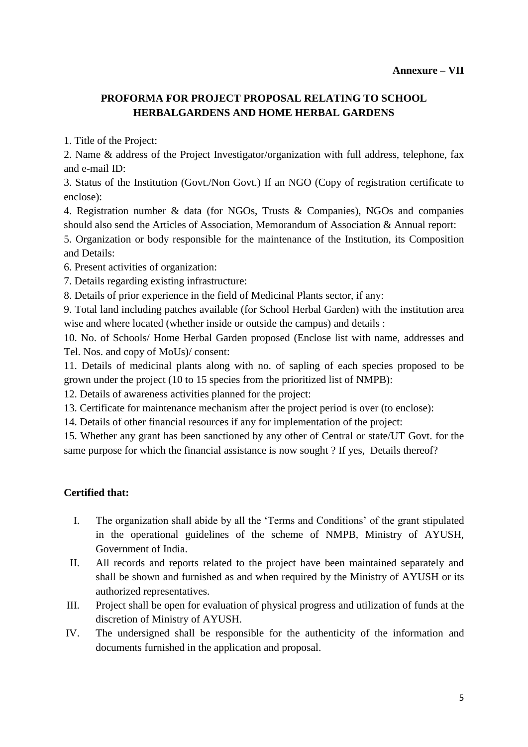**Annexure – VII**

## PROFORMA FOR PROJECT PROPOSAL RELATING TO SCHOOL HERBALGARDENS AND HOME HERBAL GARDENS

1. Title of the Project:
2. Name & address of the Project Investigator/organization with full address, telephone, fax and e-mail ID:
3. Status of the Institution (Govt./Non Govt.) If an NGO (Copy of registration certificate to enclose):
4. Registration number & data (for NGOs, Trusts & Companies), NGOs and companies should also send the Articles of Association, Memorandum of Association & Annual report:
5. Organization or body responsible for the maintenance of the Institution, its Composition and Details:
6. Present activities of organization:
7. Details regarding existing infrastructure:
8. Details of prior experience in the field of Medicinal Plants sector, if any:
9. Total land including patches available (for School Herbal Garden) with the institution area wise and where located (whether inside or outside the campus) and details :
10. No. of Schools/ Home Herbal Garden proposed (Enclose list with name, addresses and Tel. Nos. and copy of MoUs)/ consent:
11. Details of medicinal plants along with no. of sapling of each species proposed to be grown under the project (10 to 15 species from the prioritized list of NMPB):
12. Details of awareness activities planned for the project:
13. Certificate for maintenance mechanism after the project period is over (to enclose):
14. Details of other financial resources if any for implementation of the project:
15. Whether any grant has been sanctioned by any other of Central or state/UT Govt. for the same purpose for which the financial assistance is now sought ? If yes, Details thereof?

**Certified that:**

I. The organization shall abide by all the 'Terms and Conditions' of the grant stipulated in the operational guidelines of the scheme of NMPB, Ministry of AYUSH, Government of India.

II. All records and reports related to the project have been maintained separately and shall be shown and furnished as and when required by the Ministry of AYUSH or its authorized representatives.

III. Project shall be open for evaluation of physical progress and utilization of funds at the discretion of Ministry of AYUSH.

IV. The undersigned shall be responsible for the authenticity of the information and documents furnished in the application and proposal.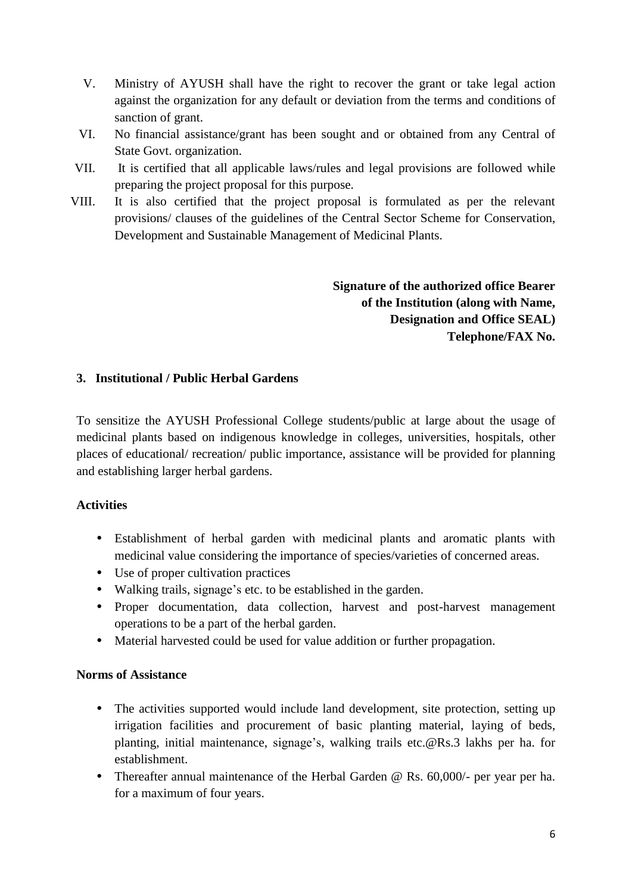V. Ministry of AYUSH shall have the right to recover the grant or take legal action against the organization for any default or deviation from the terms and conditions of sanction of grant.

VI. No financial assistance/grant has been sought and or obtained from any Central of State Govt. organization.

VII. It is certified that all applicable laws/rules and legal provisions are followed while preparing the project proposal for this purpose.

VIII. It is also certified that the project proposal is formulated as per the relevant provisions/ clauses of the guidelines of the Central Sector Scheme for Conservation, Development and Sustainable Management of Medicinal Plants.

**Signature of the authorized office Bearer of the Institution (along with Name, Designation and Office SEAL) Telephone/FAX No.**

### 3. Institutional / Public Herbal Gardens

To sensitize the AYUSH Professional College students/public at large about the usage of medicinal plants based on indigenous knowledge in colleges, universities, hospitals, other places of educational/ recreation/ public importance, assistance will be provided for planning and establishing larger herbal gardens.

**Activities**

- Establishment of herbal garden with medicinal plants and aromatic plants with medicinal value considering the importance of species/varieties of concerned areas.
- Use of proper cultivation practices
- Walking trails, signage's etc. to be established in the garden.
- Proper documentation, data collection, harvest and post-harvest management operations to be a part of the herbal garden.
- Material harvested could be used for value addition or further propagation.

**Norms of Assistance**

- The activities supported would include land development, site protection, setting up irrigation facilities and procurement of basic planting material, laying of beds, planting, initial maintenance, signage's, walking trails etc.@Rs.3 lakhs per ha. for establishment.
- Thereafter annual maintenance of the Herbal Garden @ Rs. 60,000/- per year per ha. for a maximum of four years.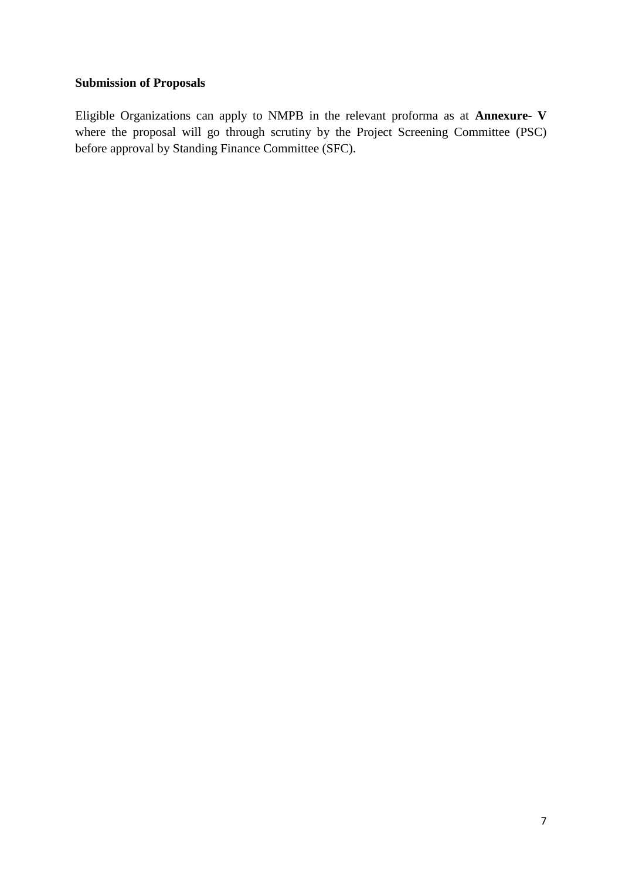**Submission of Proposals**

Eligible Organizations can apply to NMPB in the relevant proforma as at **Annexure- V** where the proposal will go through scrutiny by the Project Screening Committee (PSC) before approval by Standing Finance Committee (SFC).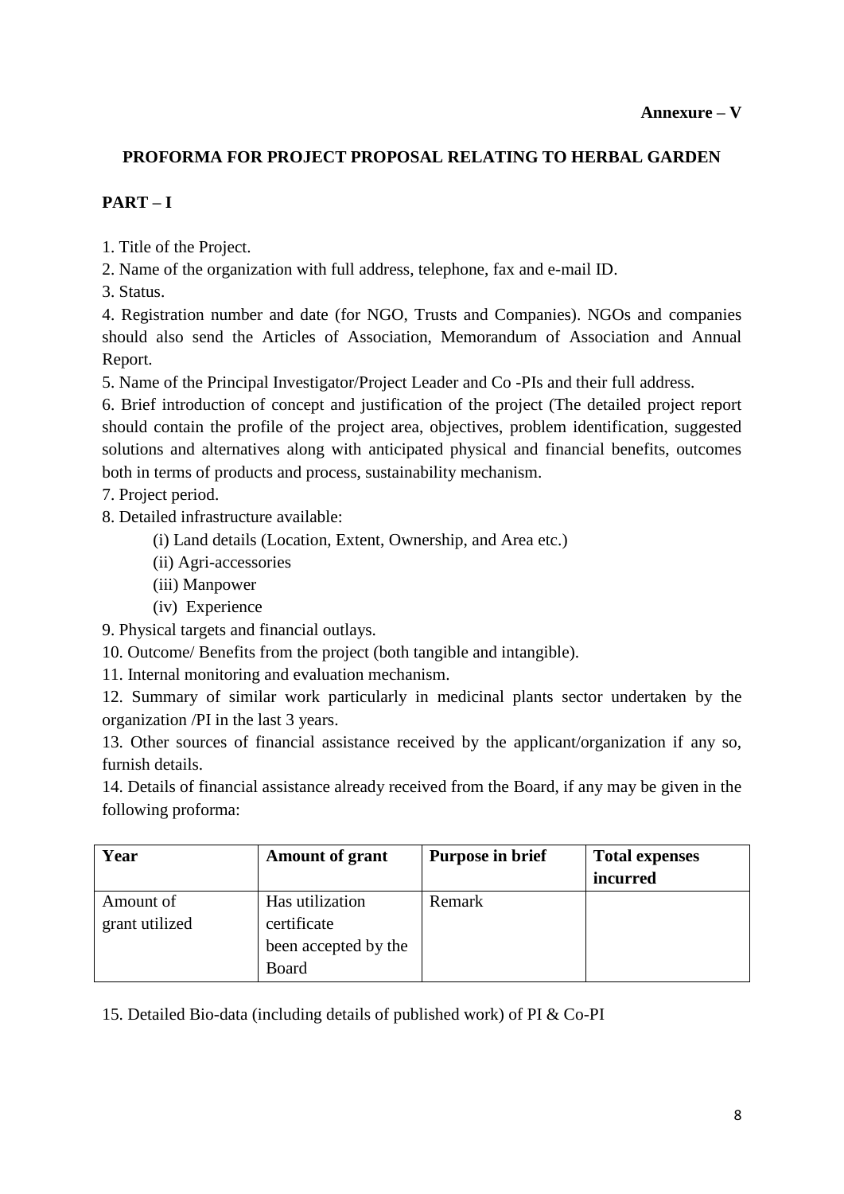**Annexure – V**

## PROFORMA FOR PROJECT PROPOSAL RELATING TO HERBAL GARDEN

### PART – I

1. Title of the Project.
2. Name of the organization with full address, telephone, fax and e-mail ID.
3. Status.
4. Registration number and date (for NGO, Trusts and Companies). NGOs and companies should also send the Articles of Association, Memorandum of Association and Annual Report.
5. Name of the Principal Investigator/Project Leader and Co -PIs and their full address.
6. Brief introduction of concept and justification of the project (The detailed project report should contain the profile of the project area, objectives, problem identification, suggested solutions and alternatives along with anticipated physical and financial benefits, outcomes both in terms of products and process, sustainability mechanism.
7. Project period.
8. Detailed infrastructure available:
   (i) Land details (Location, Extent, Ownership, and Area etc.)
   (ii) Agri-accessories
   (iii) Manpower
   (iv) Experience
9. Physical targets and financial outlays.
10. Outcome/ Benefits from the project (both tangible and intangible).
11. Internal monitoring and evaluation mechanism.
12. Summary of similar work particularly in medicinal plants sector undertaken by the organization /PI in the last 3 years.
13. Other sources of financial assistance received by the applicant/organization if any so, furnish details.
14. Details of financial assistance already received from the Board, if any may be given in the following proforma:

| **Year** | **Amount of grant** | **Purpose in brief** | **Total expenses incurred** |
|---|---|---|---|
| Amount of grant utilized | Has utilization certificate been accepted by the Board | Remark | |

15. Detailed Bio-data (including details of published work) of PI & Co-PI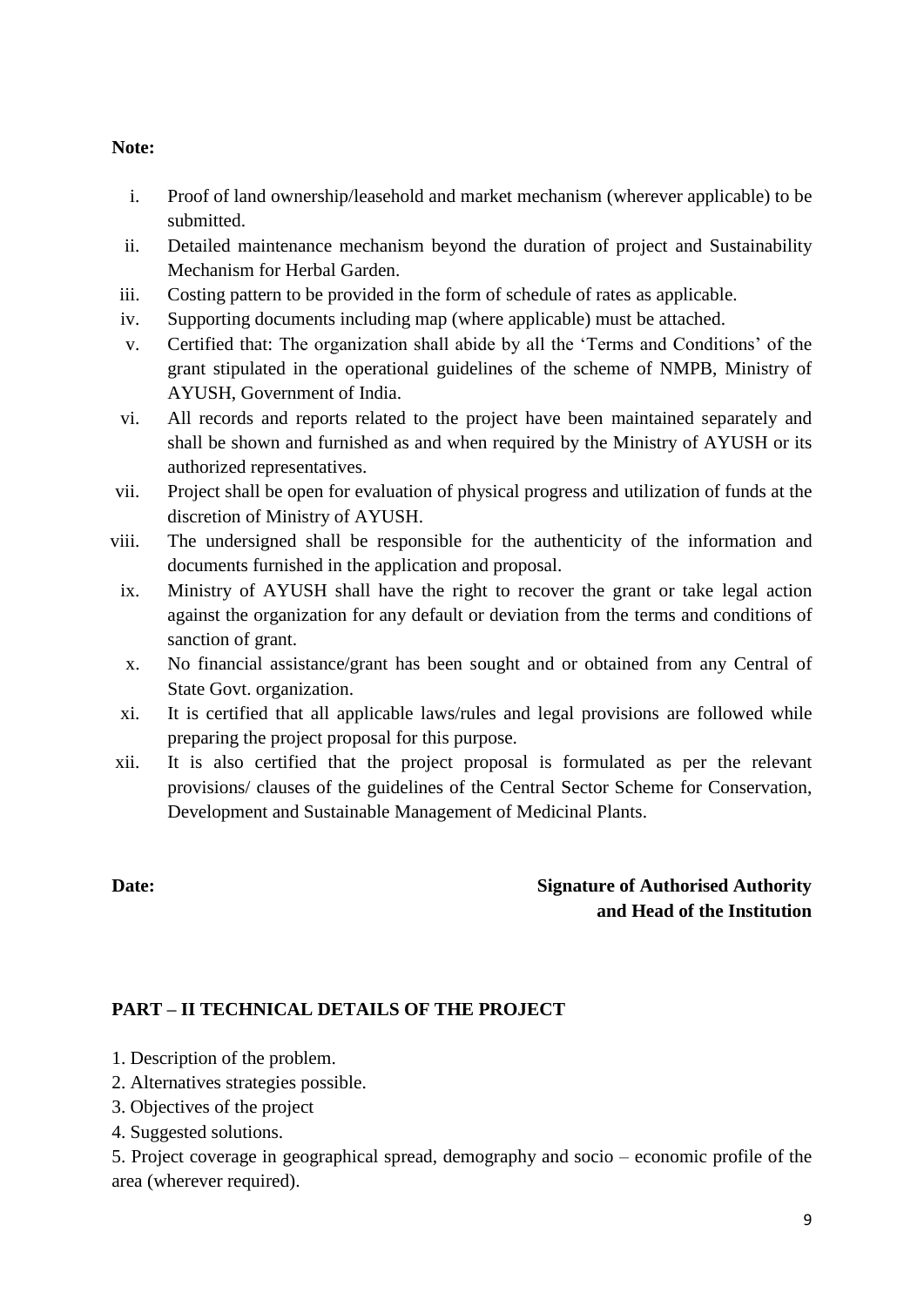**Note:**

i. Proof of land ownership/leasehold and market mechanism (wherever applicable) to be submitted.
ii. Detailed maintenance mechanism beyond the duration of project and Sustainability Mechanism for Herbal Garden.
iii. Costing pattern to be provided in the form of schedule of rates as applicable.
iv. Supporting documents including map (where applicable) must be attached.
v. Certified that: The organization shall abide by all the 'Terms and Conditions' of the grant stipulated in the operational guidelines of the scheme of NMPB, Ministry of AYUSH, Government of India.
vi. All records and reports related to the project have been maintained separately and shall be shown and furnished as and when required by the Ministry of AYUSH or its authorized representatives.
vii. Project shall be open for evaluation of physical progress and utilization of funds at the discretion of Ministry of AYUSH.
viii. The undersigned shall be responsible for the authenticity of the information and documents furnished in the application and proposal.
ix. Ministry of AYUSH shall have the right to recover the grant or take legal action against the organization for any default or deviation from the terms and conditions of sanction of grant.
x. No financial assistance/grant has been sought and or obtained from any Central of State Govt. organization.
xi. It is certified that all applicable laws/rules and legal provisions are followed while preparing the project proposal for this purpose.
xii. It is also certified that the project proposal is formulated as per the relevant provisions/ clauses of the guidelines of the Central Sector Scheme for Conservation, Development and Sustainable Management of Medicinal Plants.

**Date:** **Signature of Authorised Authority and Head of the Institution**

## PART – II TECHNICAL DETAILS OF THE PROJECT

1. Description of the problem.
2. Alternatives strategies possible.
3. Objectives of the project
4. Suggested solutions.
5. Project coverage in geographical spread, demography and socio – economic profile of the area (wherever required).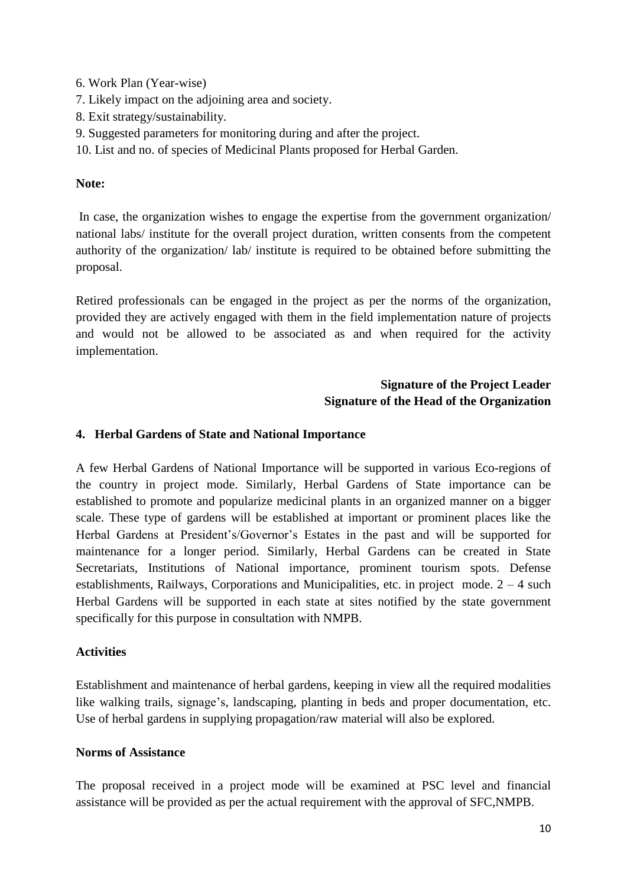6. Work Plan (Year-wise)
7. Likely impact on the adjoining area and society.
8. Exit strategy/sustainability.
9. Suggested parameters for monitoring during and after the project.
10. List and no. of species of Medicinal Plants proposed for Herbal Garden.

**Note:**

In case, the organization wishes to engage the expertise from the government organization/ national labs/ institute for the overall project duration, written consents from the competent authority of the organization/ lab/ institute is required to be obtained before submitting the proposal.

Retired professionals can be engaged in the project as per the norms of the organization, provided they are actively engaged with them in the field implementation nature of projects and would not be allowed to be associated as and when required for the activity implementation.

**Signature of the Project Leader**
**Signature of the Head of the Organization**

## 4. Herbal Gardens of State and National Importance

A few Herbal Gardens of National Importance will be supported in various Eco-regions of the country in project mode. Similarly, Herbal Gardens of State importance can be established to promote and popularize medicinal plants in an organized manner on a bigger scale. These type of gardens will be established at important or prominent places like the Herbal Gardens at President's/Governor's Estates in the past and will be supported for maintenance for a longer period. Similarly, Herbal Gardens can be created in State Secretariats, Institutions of National importance, prominent tourism spots. Defense establishments, Railways, Corporations and Municipalities, etc. in project mode. 2 – 4 such Herbal Gardens will be supported in each state at sites notified by the state government specifically for this purpose in consultation with NMPB.

**Activities**

Establishment and maintenance of herbal gardens, keeping in view all the required modalities like walking trails, signage's, landscaping, planting in beds and proper documentation, etc. Use of herbal gardens in supplying propagation/raw material will also be explored.

**Norms of Assistance**

The proposal received in a project mode will be examined at PSC level and financial assistance will be provided as per the actual requirement with the approval of SFC,NMPB.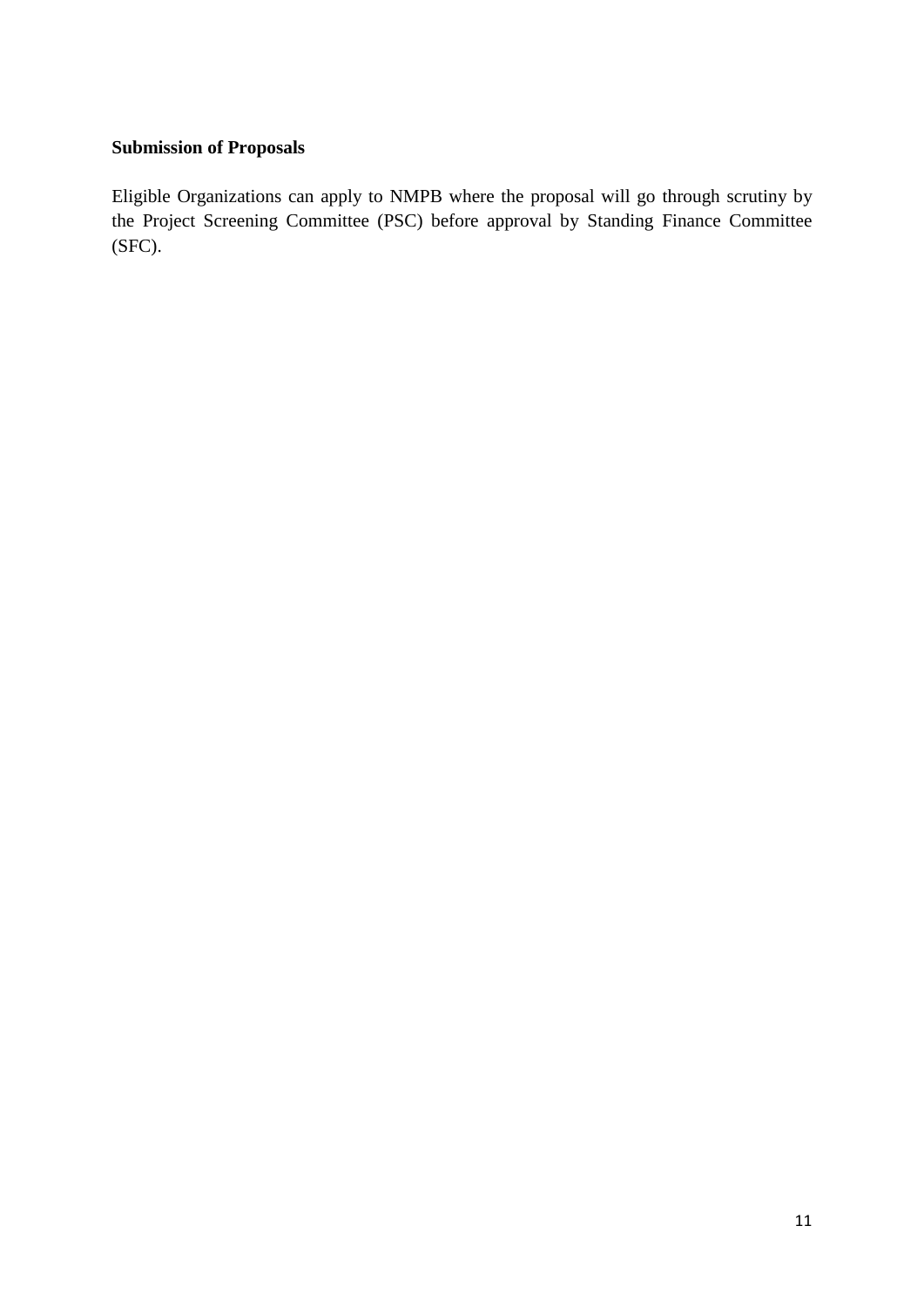**Submission of Proposals**

Eligible Organizations can apply to NMPB where the proposal will go through scrutiny by the Project Screening Committee (PSC) before approval by Standing Finance Committee (SFC).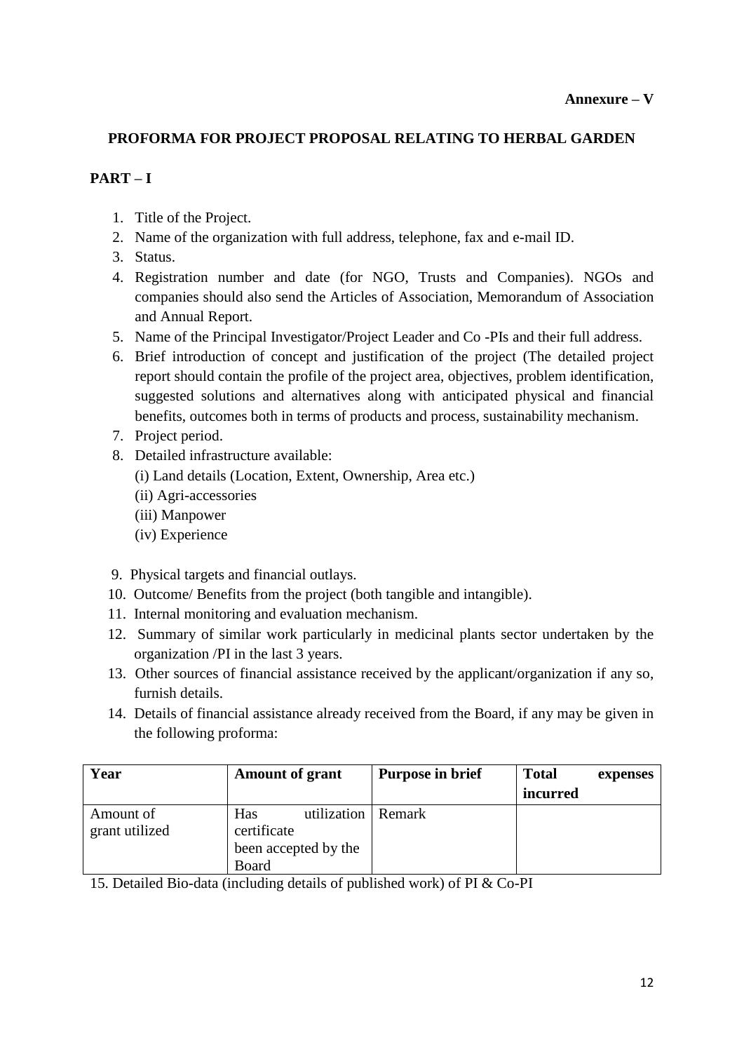**Annexure – V**

# PROFORMA FOR PROJECT PROPOSAL RELATING TO HERBAL GARDEN

## PART – I

1. Title of the Project.
2. Name of the organization with full address, telephone, fax and e-mail ID.
3. Status.
4. Registration number and date (for NGO, Trusts and Companies). NGOs and companies should also send the Articles of Association, Memorandum of Association and Annual Report.
5. Name of the Principal Investigator/Project Leader and Co -PIs and their full address.
6. Brief introduction of concept and justification of the project (The detailed project report should contain the profile of the project area, objectives, problem identification, suggested solutions and alternatives along with anticipated physical and financial benefits, outcomes both in terms of products and process, sustainability mechanism.
7. Project period.
8. Detailed infrastructure available:
   (i) Land details (Location, Extent, Ownership, Area etc.)
   (ii) Agri-accessories
   (iii) Manpower
   (iv) Experience
9. Physical targets and financial outlays.
10. Outcome/ Benefits from the project (both tangible and intangible).
11. Internal monitoring and evaluation mechanism.
12. Summary of similar work particularly in medicinal plants sector undertaken by the organization /PI in the last 3 years.
13. Other sources of financial assistance received by the applicant/organization if any so, furnish details.
14. Details of financial assistance already received from the Board, if any may be given in the following proforma:

| **Year** | **Amount of grant** | **Purpose in brief** | **Total expenses incurred** |
|---|---|---|---|
| Amount of grant utilized | Has utilization certificate been accepted by the Board | Remark | |

15. Detailed Bio-data (including details of published work) of PI & Co-PI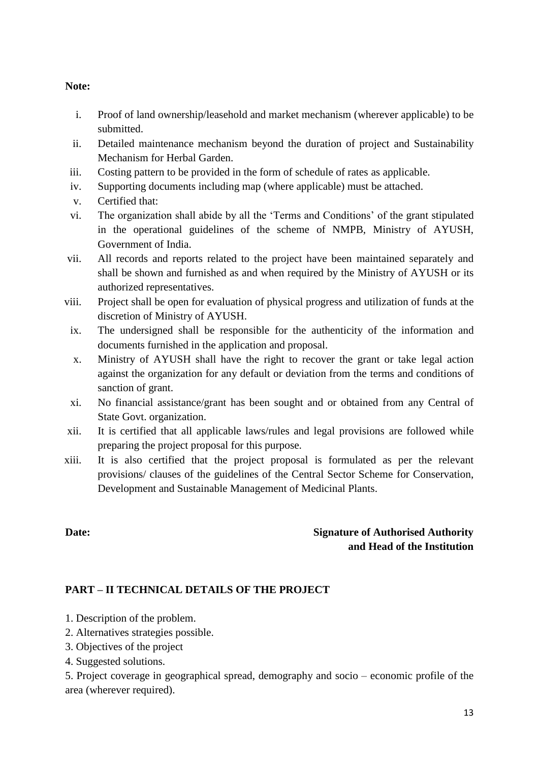**Note:**

i. Proof of land ownership/leasehold and market mechanism (wherever applicable) to be submitted.
ii. Detailed maintenance mechanism beyond the duration of project and Sustainability Mechanism for Herbal Garden.
iii. Costing pattern to be provided in the form of schedule of rates as applicable.
iv. Supporting documents including map (where applicable) must be attached.
v. Certified that:
vi. The organization shall abide by all the 'Terms and Conditions' of the grant stipulated in the operational guidelines of the scheme of NMPB, Ministry of AYUSH, Government of India.
vii. All records and reports related to the project have been maintained separately and shall be shown and furnished as and when required by the Ministry of AYUSH or its authorized representatives.
viii. Project shall be open for evaluation of physical progress and utilization of funds at the discretion of Ministry of AYUSH.
ix. The undersigned shall be responsible for the authenticity of the information and documents furnished in the application and proposal.
x. Ministry of AYUSH shall have the right to recover the grant or take legal action against the organization for any default or deviation from the terms and conditions of sanction of grant.
xi. No financial assistance/grant has been sought and or obtained from any Central of State Govt. organization.
xii. It is certified that all applicable laws/rules and legal provisions are followed while preparing the project proposal for this purpose.
xiii. It is also certified that the project proposal is formulated as per the relevant provisions/ clauses of the guidelines of the Central Sector Scheme for Conservation, Development and Sustainable Management of Medicinal Plants.

**Date:** **Signature of Authorised Authority and Head of the Institution**

## PART – II TECHNICAL DETAILS OF THE PROJECT

1. Description of the problem.
2. Alternatives strategies possible.
3. Objectives of the project
4. Suggested solutions.
5. Project coverage in geographical spread, demography and socio – economic profile of the area (wherever required).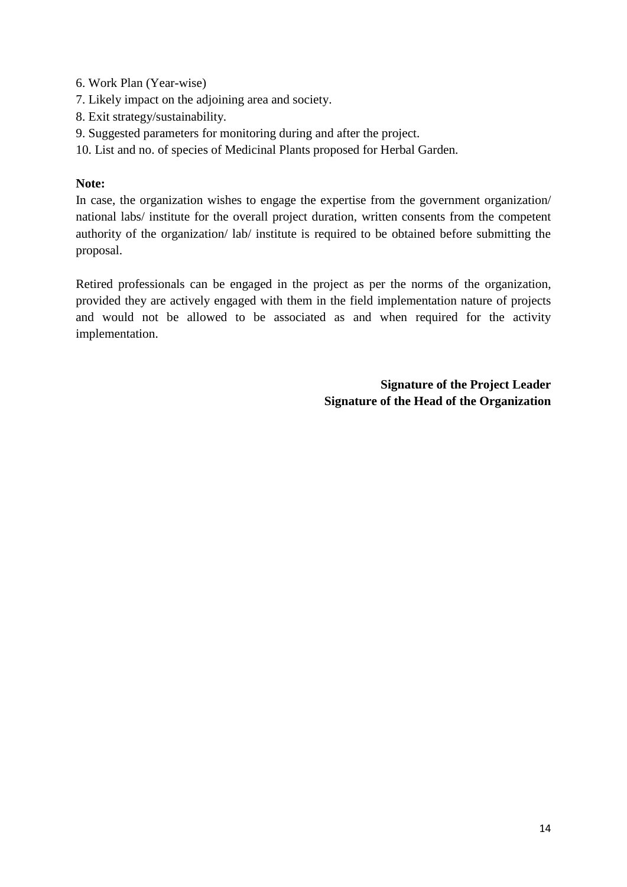6. Work Plan (Year-wise)
7. Likely impact on the adjoining area and society.
8. Exit strategy/sustainability.
9. Suggested parameters for monitoring during and after the project.
10. List and no. of species of Medicinal Plants proposed for Herbal Garden.

**Note:**

In case, the organization wishes to engage the expertise from the government organization/ national labs/ institute for the overall project duration, written consents from the competent authority of the organization/ lab/ institute is required to be obtained before submitting the proposal.

Retired professionals can be engaged in the project as per the norms of the organization, provided they are actively engaged with them in the field implementation nature of projects and would not be allowed to be associated as and when required for the activity implementation.

**Signature of the Project Leader**
**Signature of the Head of the Organization**